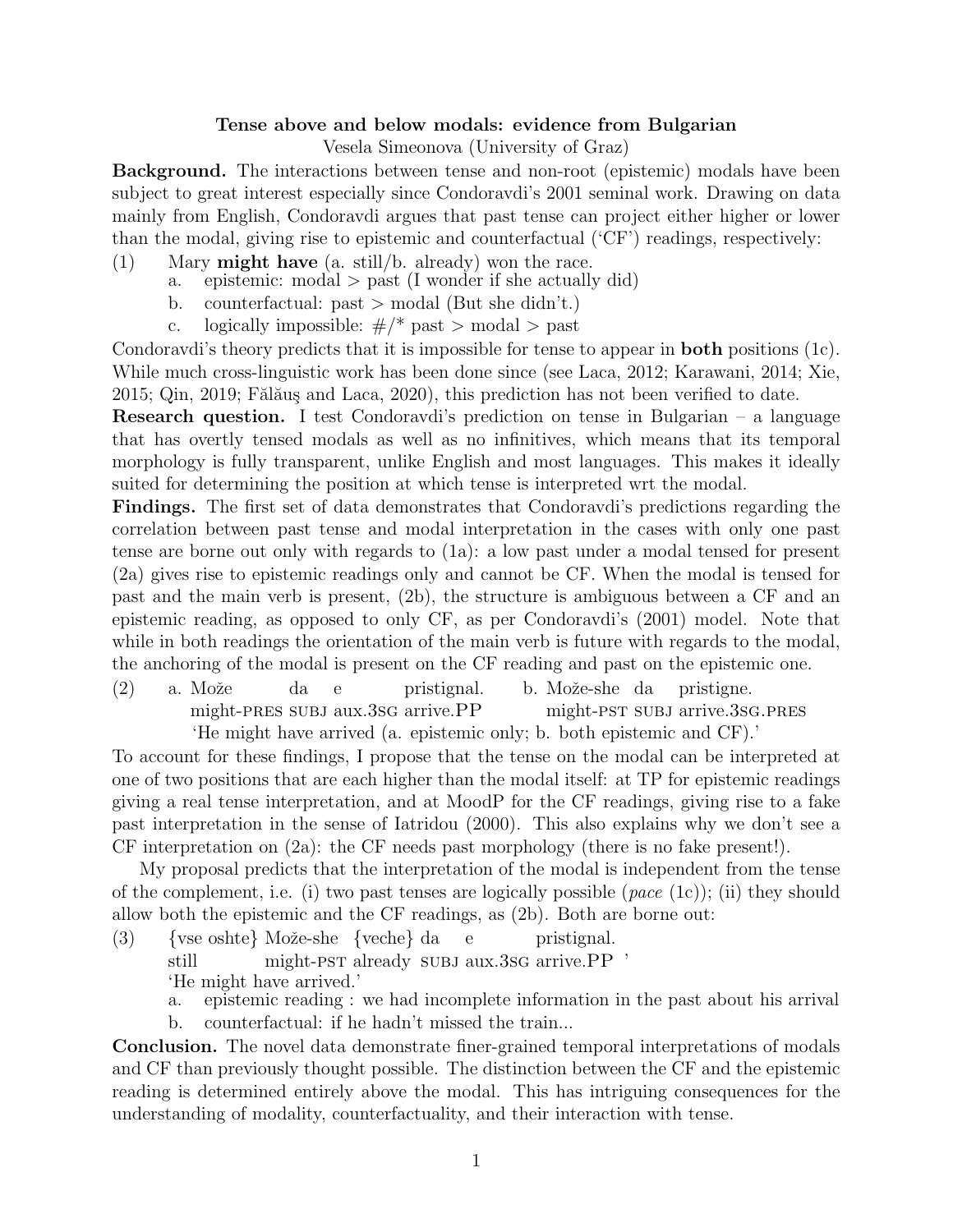# Tense above and below modals: evidence from Bulgarian

Vesela Simeonova (University of Graz)

**Background.** The interactions between tense and non-root (epistemic) modals have been subject to great interest especially since Condoravdi's 2001 seminal work. Drawing on data mainly from English, Condoravdi argues that past tense can project either higher or lower than the modal, giving rise to epistemic and counterfactual ('CF') readings, respectively:

(1) Mary **might have** (a. still/b. already) won the race.
  a. epistemic: modal > past (I wonder if she actually did)
  b. counterfactual: past > modal (But she didn't.)
  c. logically impossible: #/* past > modal > past

Condoravdi's theory predicts that it is impossible for tense to appear in **both** positions (1c). While much cross-linguistic work has been done since (see Laca, 2012; Karawani, 2014; Xie, 2015; Qin, 2019; Fălăuş and Laca, 2020), this prediction has not been verified to date.

**Research question.** I test Condoravdi's prediction on tense in Bulgarian – a language that has overtly tensed modals as well as no infinitives, which means that its temporal morphology is fully transparent, unlike English and most languages. This makes it ideally suited for determining the position at which tense is interpreted wrt the modal.

**Findings.** The first set of data demonstrates that Condoravdi's predictions regarding the correlation between past tense and modal interpretation in the cases with only one past tense are borne out only with regards to (1a): a low past under a modal tensed for present (2a) gives rise to epistemic readings only and cannot be CF. When the modal is tensed for past and the main verb is present, (2b), the structure is ambiguous between a CF and an epistemic reading, as opposed to only CF, as per Condoravdi's (2001) model. Note that while in both readings the orientation of the main verb is future with regards to the modal, the anchoring of the modal is present on the CF reading and past on the epistemic one.

(2) a. Može da e pristignal.
   might-PRES SUBJ aux.3SG arrive.PP
  b. Može-she da pristigne.
   might-PST SUBJ arrive.3SG.PRES
  'He might have arrived (a. epistemic only; b. both epistemic and CF).'

To account for these findings, I propose that the tense on the modal can be interpreted at one of two positions that are each higher than the modal itself: at TP for epistemic readings giving a real tense interpretation, and at MoodP for the CF readings, giving rise to a fake past interpretation in the sense of Iatridou (2000). This also explains why we don't see a CF interpretation on (2a): the CF needs past morphology (there is no fake present!).

My proposal predicts that the interpretation of the modal is independent from the tense of the complement, i.e. (i) two past tenses are logically possible (*pace* (1c)); (ii) they should allow both the epistemic and the CF readings, as (2b). Both are borne out:

(3) {vse oshte} Može-she {veche} da e pristignal.
  still might-PST already SUBJ aux.3SG arrive.PP '
  'He might have arrived.'
  a. epistemic reading : we had incomplete information in the past about his arrival
  b. counterfactual: if he hadn't missed the train...

**Conclusion.** The novel data demonstrate finer-grained temporal interpretations of modals and CF than previously thought possible. The distinction between the CF and the epistemic reading is determined entirely above the modal. This has intriguing consequences for the understanding of modality, counterfactuality, and their interaction with tense.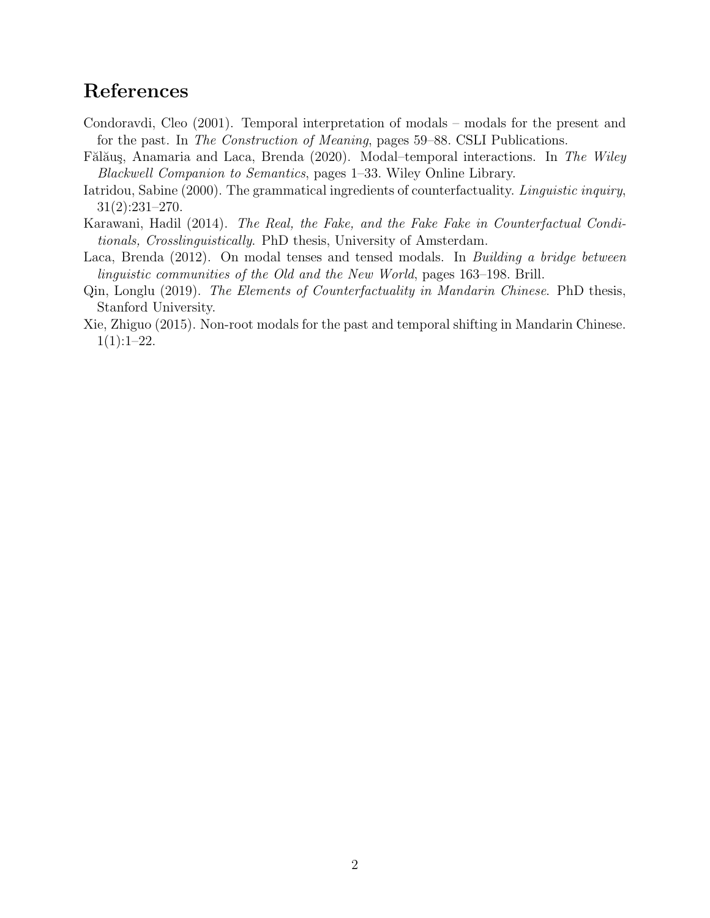# References

Condoravdi, Cleo (2001). Temporal interpretation of modals – modals for the present and for the past. In *The Construction of Meaning*, pages 59–88. CSLI Publications.

Fălăuş, Anamaria and Laca, Brenda (2020). Modal–temporal interactions. In *The Wiley Blackwell Companion to Semantics*, pages 1–33. Wiley Online Library.

Iatridou, Sabine (2000). The grammatical ingredients of counterfactuality. *Linguistic inquiry*, 31(2):231–270.

Karawani, Hadil (2014). *The Real, the Fake, and the Fake Fake in Counterfactual Conditionals, Crosslinguistically*. PhD thesis, University of Amsterdam.

Laca, Brenda (2012). On modal tenses and tensed modals. In *Building a bridge between linguistic communities of the Old and the New World*, pages 163–198. Brill.

Qin, Longlu (2019). *The Elements of Counterfactuality in Mandarin Chinese*. PhD thesis, Stanford University.

Xie, Zhiguo (2015). Non-root modals for the past and temporal shifting in Mandarin Chinese. 1(1):1–22.